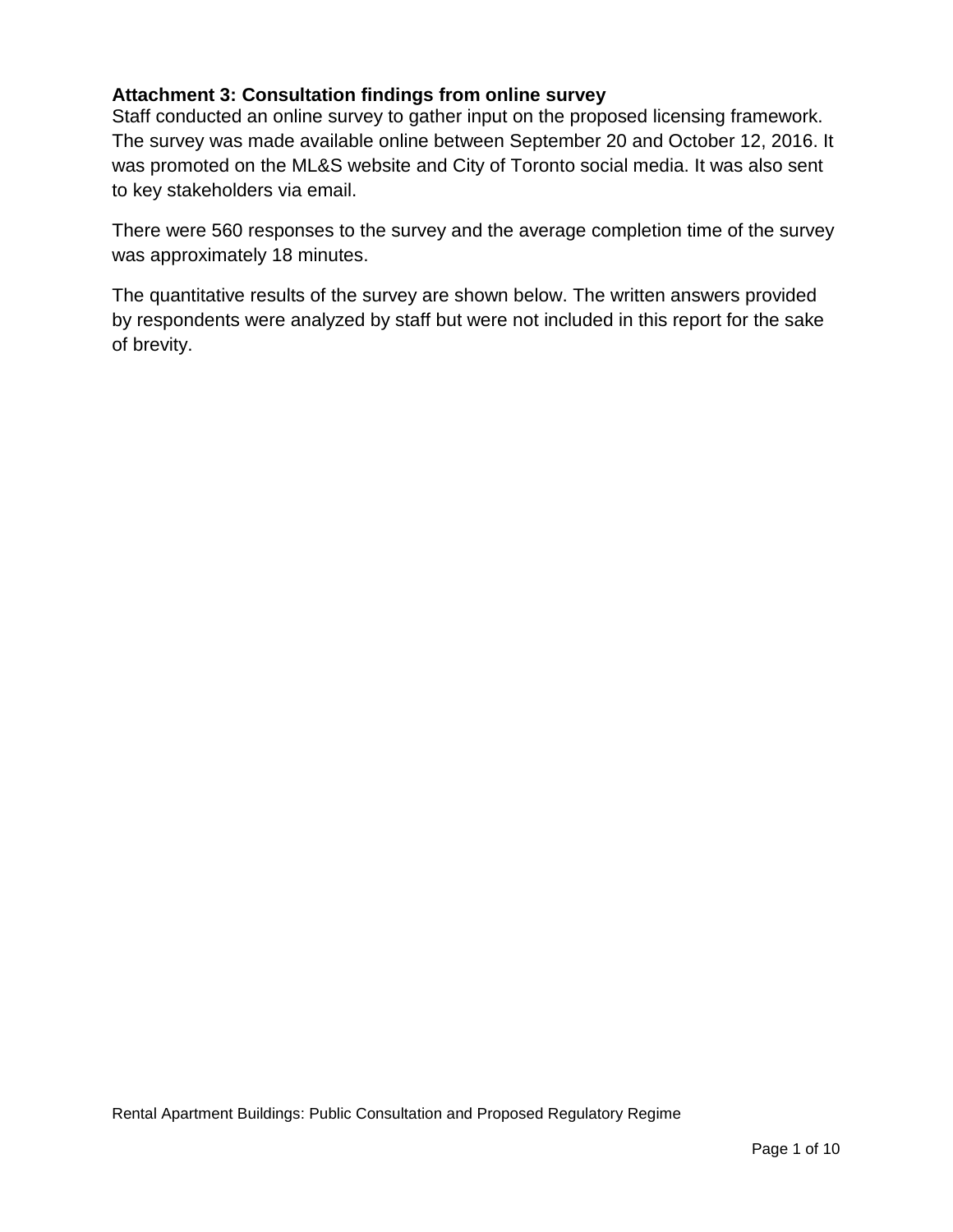**Attachment 3: Consultation findings from online survey**

Staff conducted an online survey to gather input on the proposed licensing framework. The survey was made available online between September 20 and October 12, 2016. It was promoted on the ML&S website and City of Toronto social media. It was also sent to key stakeholders via email.

There were 560 responses to the survey and the average completion time of the survey was approximately 18 minutes.

The quantitative results of the survey are shown below. The written answers provided by respondents were analyzed by staff but were not included in this report for the sake of brevity.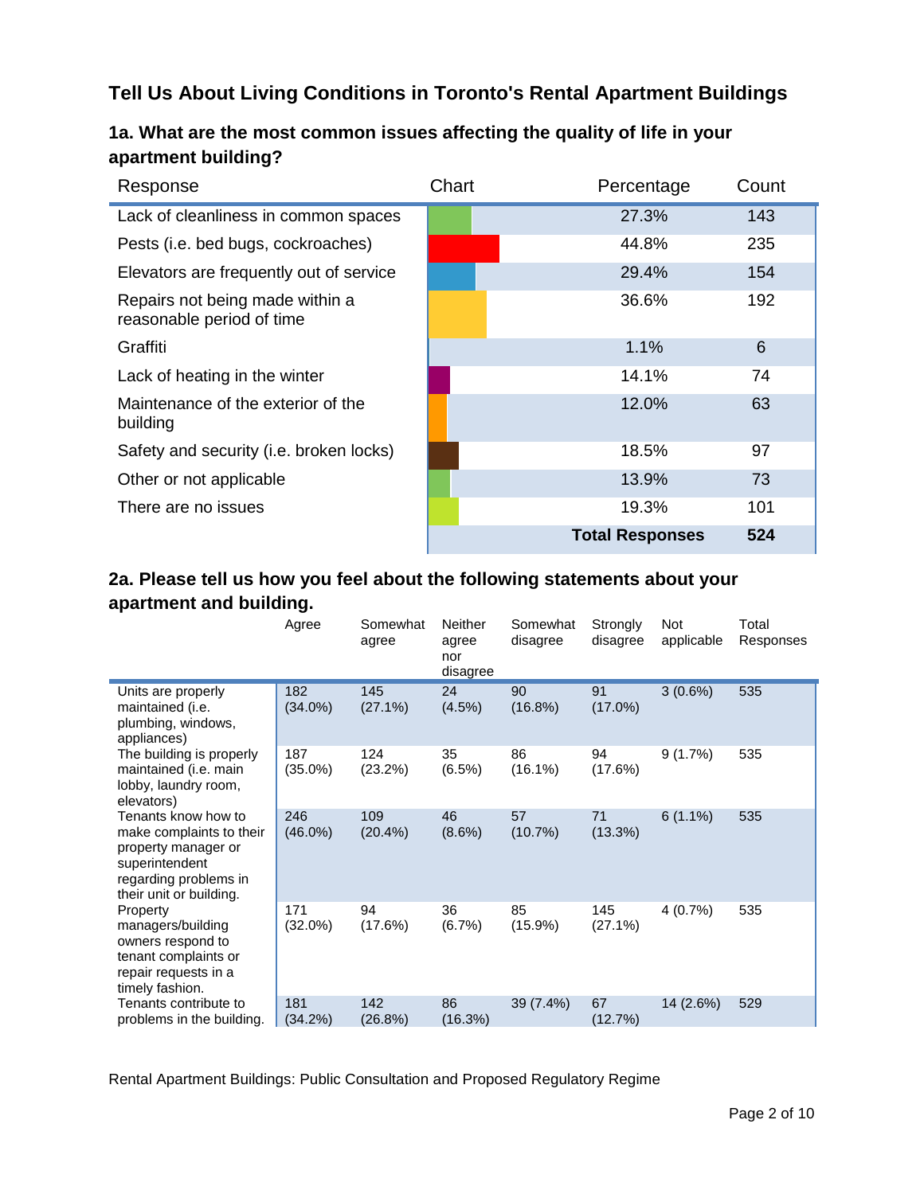## Tell Us About Living Conditions in Toronto's Rental Apartment Buildings

### 1a. What are the most common issues affecting the quality of life in your apartment building?

| Response | Chart | Percentage | Count |
|---|---|---|---|
| Lack of cleanliness in common spaces | | 27.3% | 143 |
| Pests (i.e. bed bugs, cockroaches) | | 44.8% | 235 |
| Elevators are frequently out of service | | 29.4% | 154 |
| Repairs not being made within a reasonable period of time | | 36.6% | 192 |
| Graffiti | | 1.1% | 6 |
| Lack of heating in the winter | | 14.1% | 74 |
| Maintenance of the exterior of the building | | 12.0% | 63 |
| Safety and security (i.e. broken locks) | | 18.5% | 97 |
| Other or not applicable | | 13.9% | 73 |
| There are no issues | | 19.3% | 101 |
| | | **Total Responses** | **524** |

### 2a. Please tell us how you feel about the following statements about your apartment and building.

| | Agree | Somewhat agree | Neither agree nor disagree | Somewhat disagree | Strongly disagree | Not applicable | Total Responses |
|---|---|---|---|---|---|---|---|
| Units are properly maintained (i.e. plumbing, windows, appliances) | 182 (34.0%) | 145 (27.1%) | 24 (4.5%) | 90 (16.8%) | 91 (17.0%) | 3 (0.6%) | 535 |
| The building is properly maintained (i.e. main lobby, laundry room, elevators) | 187 (35.0%) | 124 (23.2%) | 35 (6.5%) | 86 (16.1%) | 94 (17.6%) | 9 (1.7%) | 535 |
| Tenants know how to make complaints to their property manager or superintendent regarding problems in their unit or building. | 246 (46.0%) | 109 (20.4%) | 46 (8.6%) | 57 (10.7%) | 71 (13.3%) | 6 (1.1%) | 535 |
| Property managers/building owners respond to tenant complaints or repair requests in a timely fashion. | 171 (32.0%) | 94 (17.6%) | 36 (6.7%) | 85 (15.9%) | 145 (27.1%) | 4 (0.7%) | 535 |
| Tenants contribute to problems in the building. | 181 (34.2%) | 142 (26.8%) | 86 (16.3%) | 39 (7.4%) | 67 (12.7%) | 14 (2.6%) | 529 |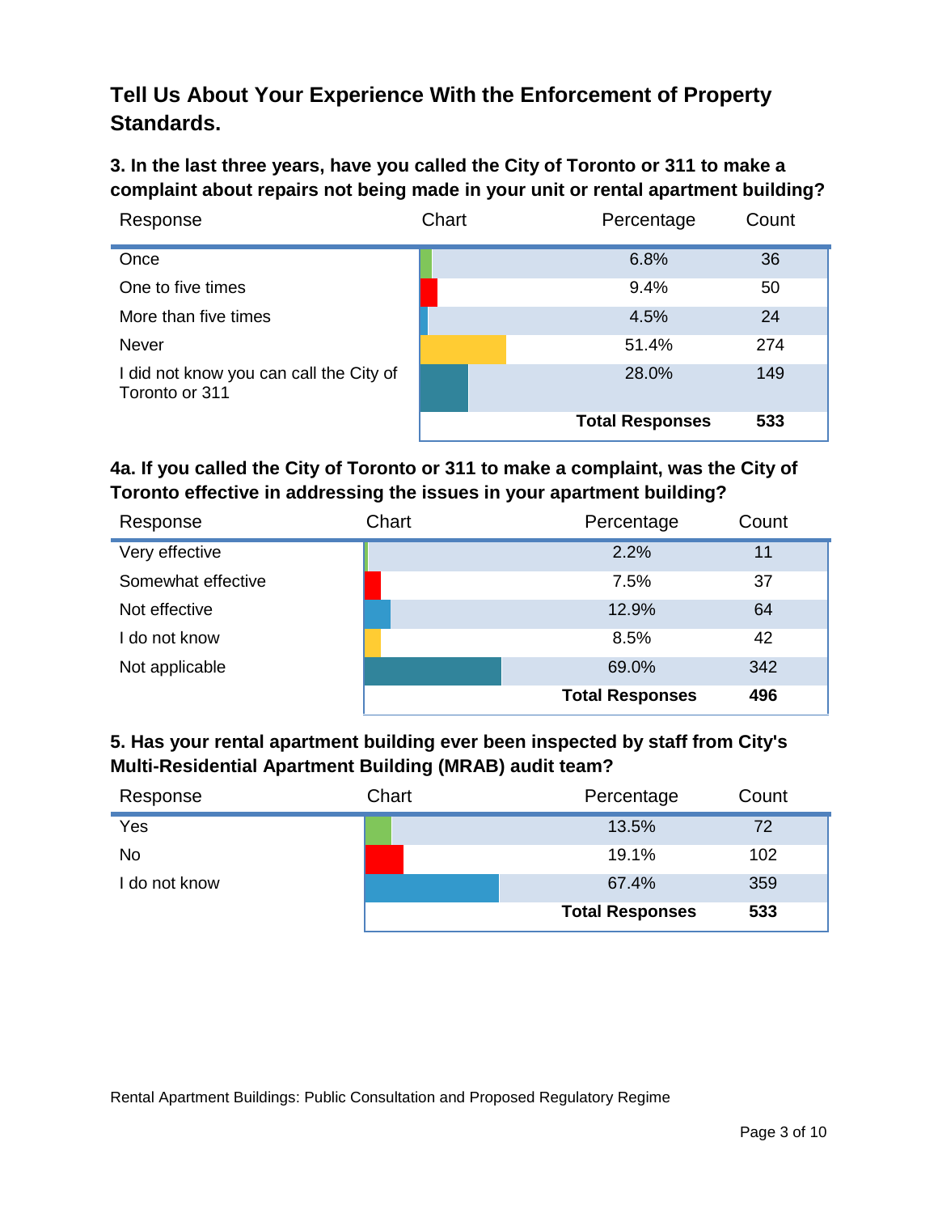## Tell Us About Your Experience With the Enforcement of Property Standards.

### 3. In the last three years, have you called the City of Toronto or 311 to make a complaint about repairs not being made in your unit or rental apartment building?

| Response | Chart | Percentage | Count |
|---|---|---|---|
| Once | | 6.8% | 36 |
| One to five times | | 9.4% | 50 |
| More than five times | | 4.5% | 24 |
| Never | | 51.4% | 274 |
| I did not know you can call the City of Toronto or 311 | | 28.0% | 149 |
| | | **Total Responses** | **533** |

### 4a. If you called the City of Toronto or 311 to make a complaint, was the City of Toronto effective in addressing the issues in your apartment building?

| Response | Chart | Percentage | Count |
|---|---|---|---|
| Very effective | | 2.2% | 11 |
| Somewhat effective | | 7.5% | 37 |
| Not effective | | 12.9% | 64 |
| I do not know | | 8.5% | 42 |
| Not applicable | | 69.0% | 342 |
| | | **Total Responses** | **496** |

### 5. Has your rental apartment building ever been inspected by staff from City's Multi-Residential Apartment Building (MRAB) audit team?

| Response | Chart | Percentage | Count |
|---|---|---|---|
| Yes | | 13.5% | 72 |
| No | | 19.1% | 102 |
| I do not know | | 67.4% | 359 |
| | | **Total Responses** | **533** |

Rental Apartment Buildings: Public Consultation and Proposed Regulatory Regime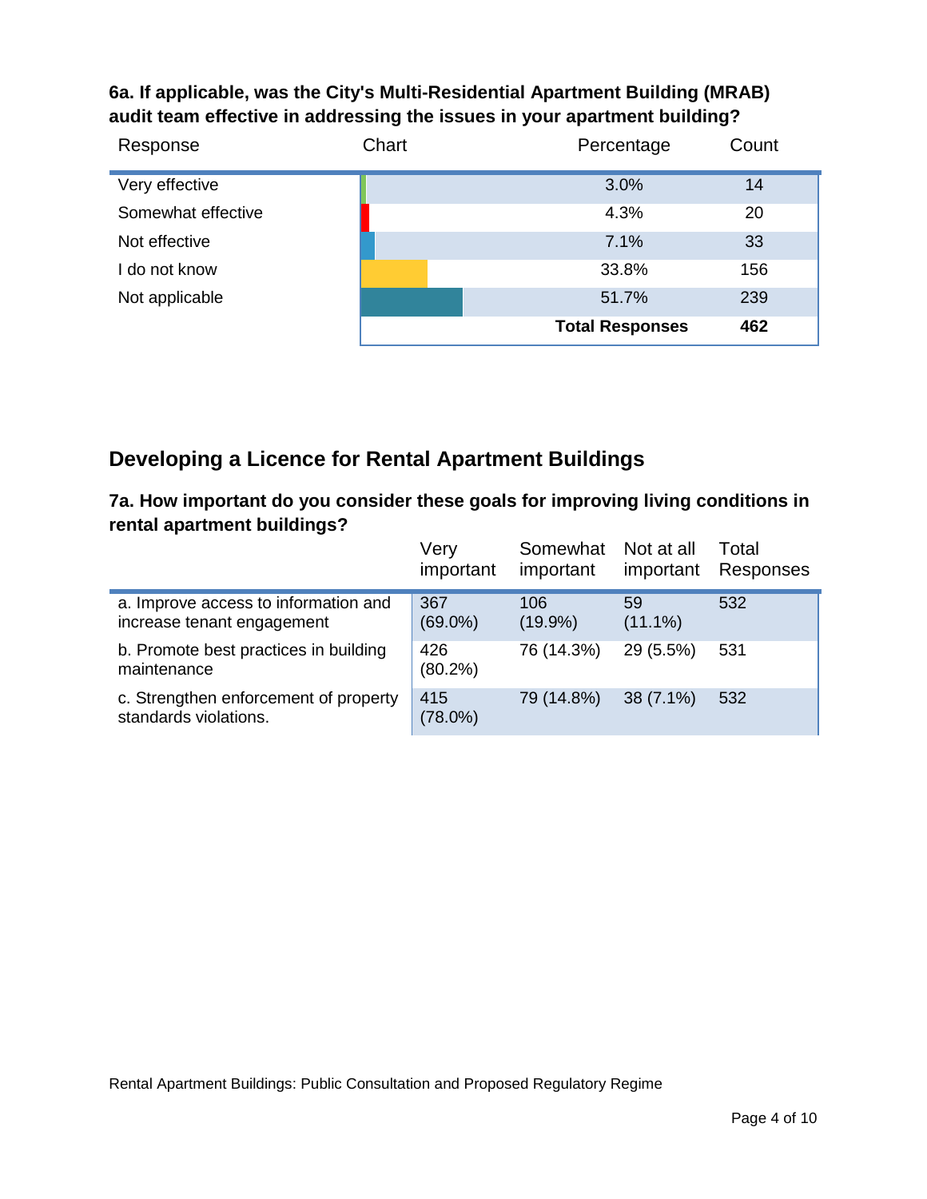### 6a. If applicable, was the City's Multi-Residential Apartment Building (MRAB) audit team effective in addressing the issues in your apartment building?

| Response | Chart | Percentage | Count |
|---|---|---|---|
| Very effective | | 3.0% | 14 |
| Somewhat effective | | 4.3% | 20 |
| Not effective | | 7.1% | 33 |
| I do not know | | 33.8% | 156 |
| Not applicable | | 51.7% | 239 |
| | | **Total Responses** | **462** |

## Developing a Licence for Rental Apartment Buildings

### 7a. How important do you consider these goals for improving living conditions in rental apartment buildings?

| | Very important | Somewhat important | Not at all important | Total Responses |
|---|---|---|---|---|
| a. Improve access to information and increase tenant engagement | 367 (69.0%) | 106 (19.9%) | 59 (11.1%) | 532 |
| b. Promote best practices in building maintenance | 426 (80.2%) | 76 (14.3%) | 29 (5.5%) | 531 |
| c. Strengthen enforcement of property standards violations. | 415 (78.0%) | 79 (14.8%) | 38 (7.1%) | 532 |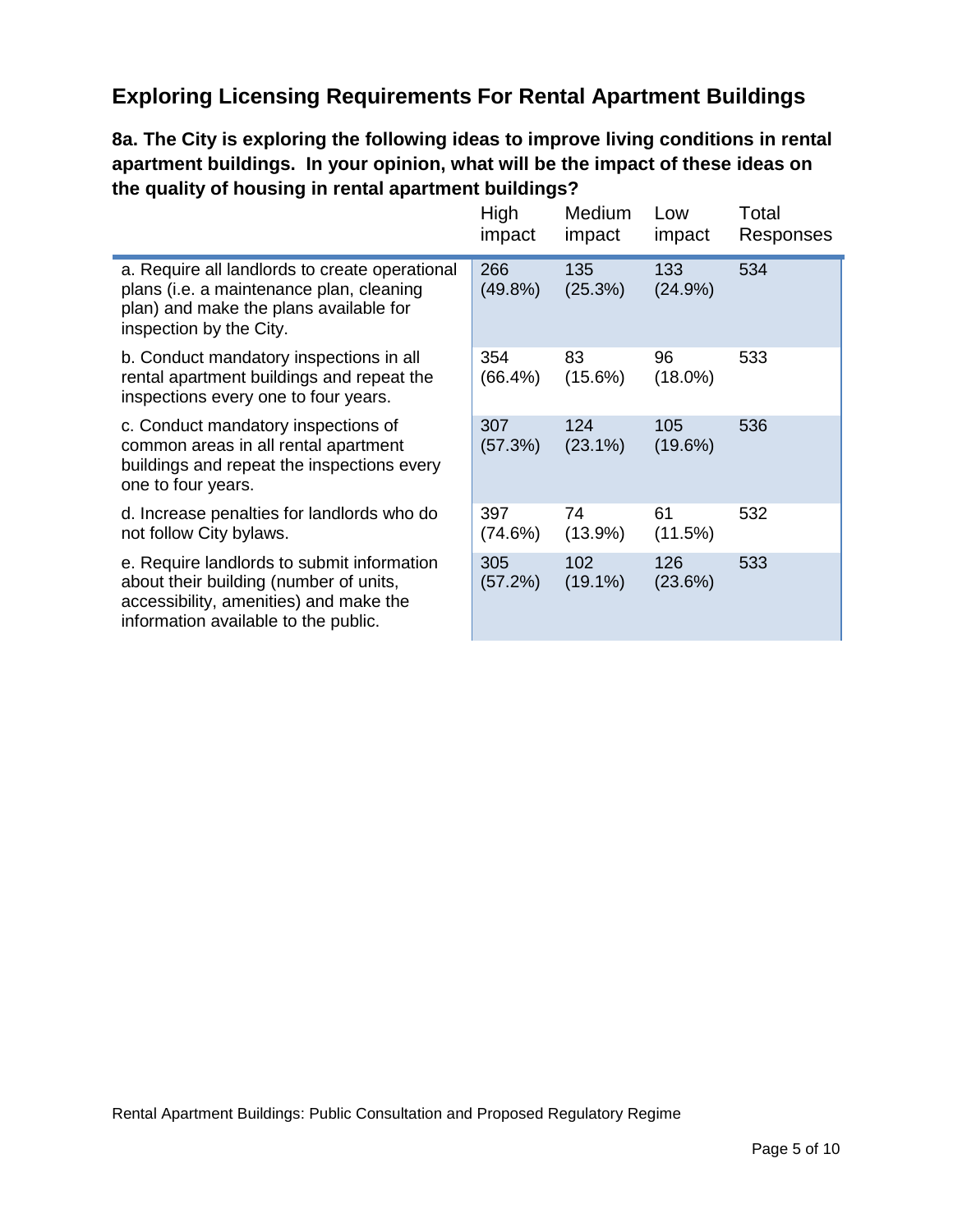## Exploring Licensing Requirements For Rental Apartment Buildings

### 8a. The City is exploring the following ideas to improve living conditions in rental apartment buildings. In your opinion, what will be the impact of these ideas on the quality of housing in rental apartment buildings?

| | High impact | Medium impact | Low impact | Total Responses |
|---|---|---|---|---|
| a. Require all landlords to create operational plans (i.e. a maintenance plan, cleaning plan) and make the plans available for inspection by the City. | 266 (49.8%) | 135 (25.3%) | 133 (24.9%) | 534 |
| b. Conduct mandatory inspections in all rental apartment buildings and repeat the inspections every one to four years. | 354 (66.4%) | 83 (15.6%) | 96 (18.0%) | 533 |
| c. Conduct mandatory inspections of common areas in all rental apartment buildings and repeat the inspections every one to four years. | 307 (57.3%) | 124 (23.1%) | 105 (19.6%) | 536 |
| d. Increase penalties for landlords who do not follow City bylaws. | 397 (74.6%) | 74 (13.9%) | 61 (11.5%) | 532 |
| e. Require landlords to submit information about their building (number of units, accessibility, amenities) and make the information available to the public. | 305 (57.2%) | 102 (19.1%) | 126 (23.6%) | 533 |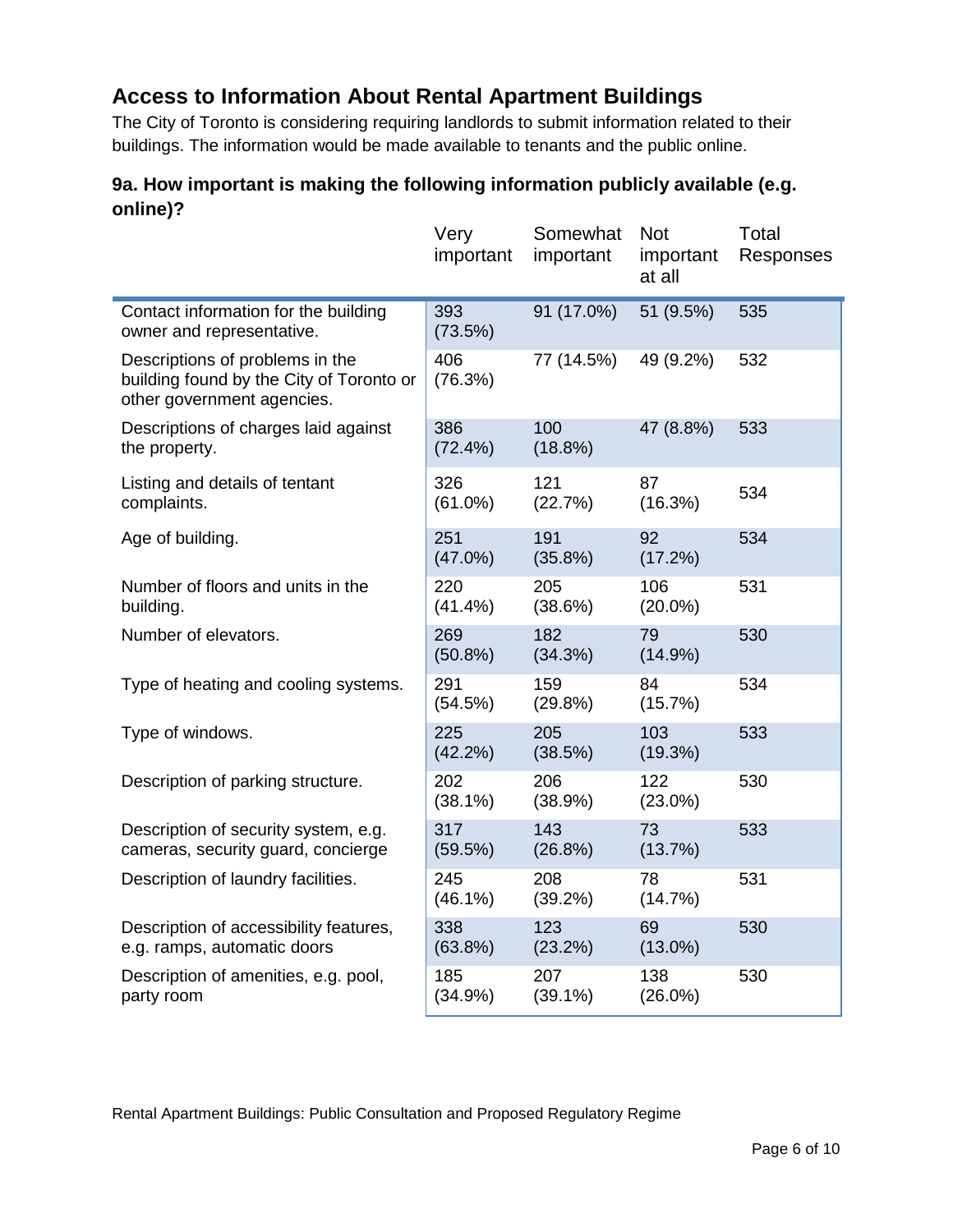## Access to Information About Rental Apartment Buildings

The City of Toronto is considering requiring landlords to submit information related to their buildings. The information would be made available to tenants and the public online.

### 9a. How important is making the following information publicly available (e.g. online)?

| | Very important | Somewhat important | Not important at all | Total Responses |
|---|---|---|---|---|
| Contact information for the building owner and representative. | 393 (73.5%) | 91 (17.0%) | 51 (9.5%) | 535 |
| Descriptions of problems in the building found by the City of Toronto or other government agencies. | 406 (76.3%) | 77 (14.5%) | 49 (9.2%) | 532 |
| Descriptions of charges laid against the property. | 386 (72.4%) | 100 (18.8%) | 47 (8.8%) | 533 |
| Listing and details of tentant complaints. | 326 (61.0%) | 121 (22.7%) | 87 (16.3%) | 534 |
| Age of building. | 251 (47.0%) | 191 (35.8%) | 92 (17.2%) | 534 |
| Number of floors and units in the building. | 220 (41.4%) | 205 (38.6%) | 106 (20.0%) | 531 |
| Number of elevators. | 269 (50.8%) | 182 (34.3%) | 79 (14.9%) | 530 |
| Type of heating and cooling systems. | 291 (54.5%) | 159 (29.8%) | 84 (15.7%) | 534 |
| Type of windows. | 225 (42.2%) | 205 (38.5%) | 103 (19.3%) | 533 |
| Description of parking structure. | 202 (38.1%) | 206 (38.9%) | 122 (23.0%) | 530 |
| Description of security system, e.g. cameras, security guard, concierge | 317 (59.5%) | 143 (26.8%) | 73 (13.7%) | 533 |
| Description of laundry facilities. | 245 (46.1%) | 208 (39.2%) | 78 (14.7%) | 531 |
| Description of accessibility features, e.g. ramps, automatic doors | 338 (63.8%) | 123 (23.2%) | 69 (13.0%) | 530 |
| Description of amenities, e.g. pool, party room | 185 (34.9%) | 207 (39.1%) | 138 (26.0%) | 530 |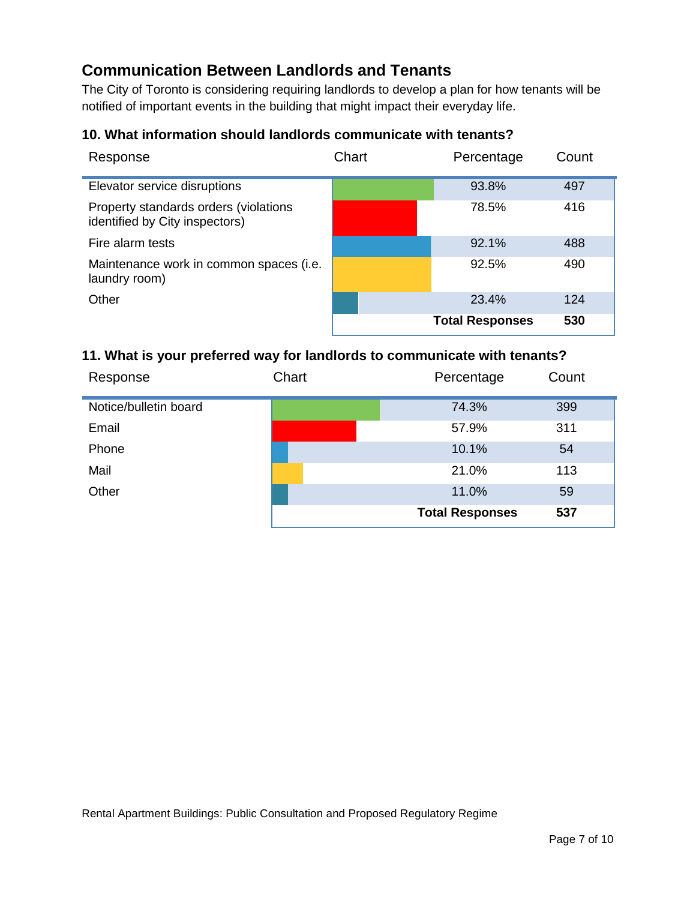## Communication Between Landlords and Tenants

The City of Toronto is considering requiring landlords to develop a plan for how tenants will be notified of important events in the building that might impact their everyday life.

### 10. What information should landlords communicate with tenants?

| Response | Chart | Percentage | Count |
|---|---|---|---|
| Elevator service disruptions | | 93.8% | 497 |
| Property standards orders (violations identified by City inspectors) | | 78.5% | 416 |
| Fire alarm tests | | 92.1% | 488 |
| Maintenance work in common spaces (i.e. laundry room) | | 92.5% | 490 |
| Other | | 23.4% | 124 |
| | | **Total Responses** | **530** |

### 11. What is your preferred way for landlords to communicate with tenants?

| Response | Chart | Percentage | Count |
|---|---|---|---|
| Notice/bulletin board | | 74.3% | 399 |
| Email | | 57.9% | 311 |
| Phone | | 10.1% | 54 |
| Mail | | 21.0% | 113 |
| Other | | 11.0% | 59 |
| | | **Total Responses** | **537** |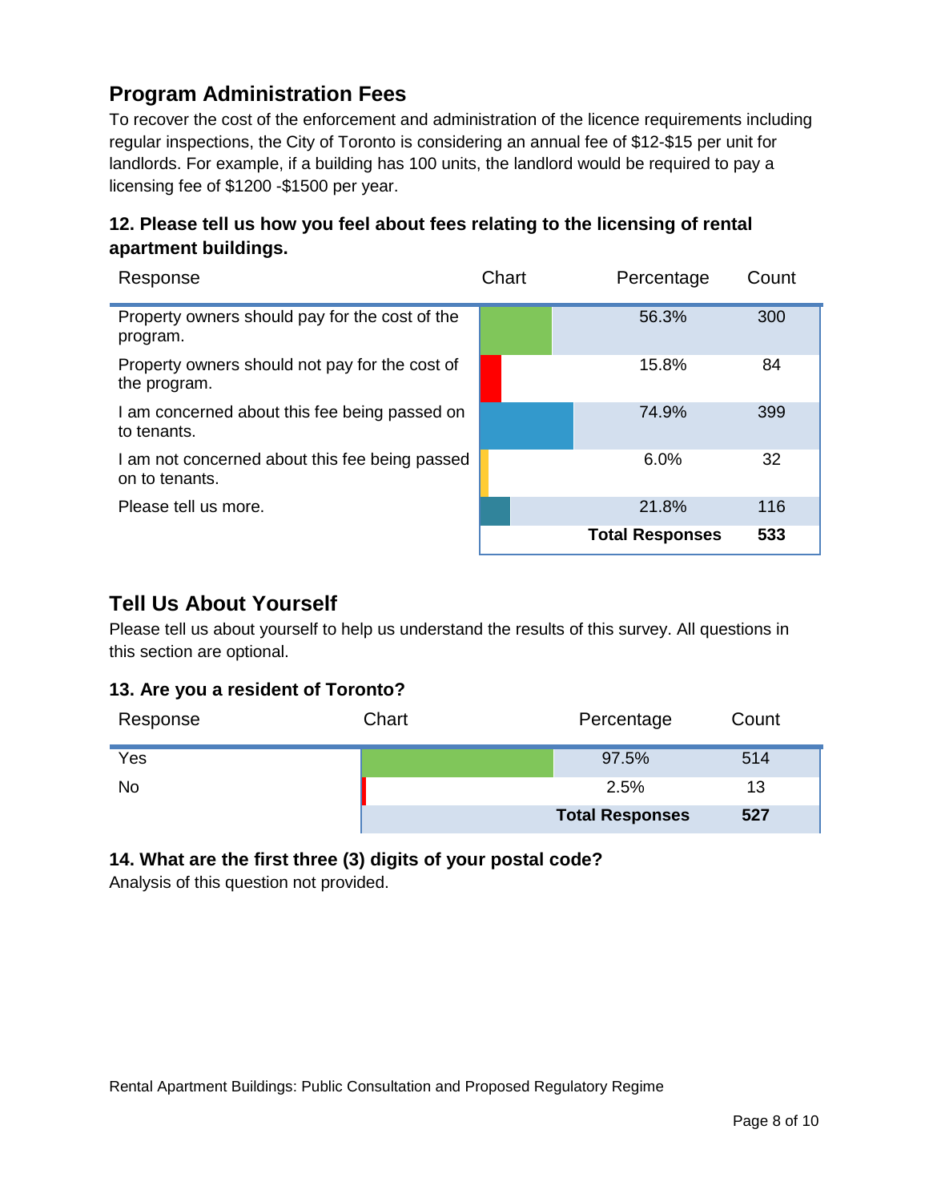## Program Administration Fees

To recover the cost of the enforcement and administration of the licence requirements including regular inspections, the City of Toronto is considering an annual fee of $12-$15 per unit for landlords. For example, if a building has 100 units, the landlord would be required to pay a licensing fee of $1200 -$1500 per year.

### 12. Please tell us how you feel about fees relating to the licensing of rental apartment buildings.

| Response | Chart | Percentage | Count |
|---|---|---|---|
| Property owners should pay for the cost of the program. | | 56.3% | 300 |
| Property owners should not pay for the cost of the program. | | 15.8% | 84 |
| I am concerned about this fee being passed on to tenants. | | 74.9% | 399 |
| I am not concerned about this fee being passed on to tenants. | | 6.0% | 32 |
| Please tell us more. | | 21.8% | 116 |
| | | **Total Responses** | **533** |

## Tell Us About Yourself

Please tell us about yourself to help us understand the results of this survey. All questions in this section are optional.

### 13. Are you a resident of Toronto?

| Response | Chart | Percentage | Count |
|---|---|---|---|
| Yes | | 97.5% | 514 |
| No | | 2.5% | 13 |
| | | **Total Responses** | **527** |

### 14. What are the first three (3) digits of your postal code?

Analysis of this question not provided.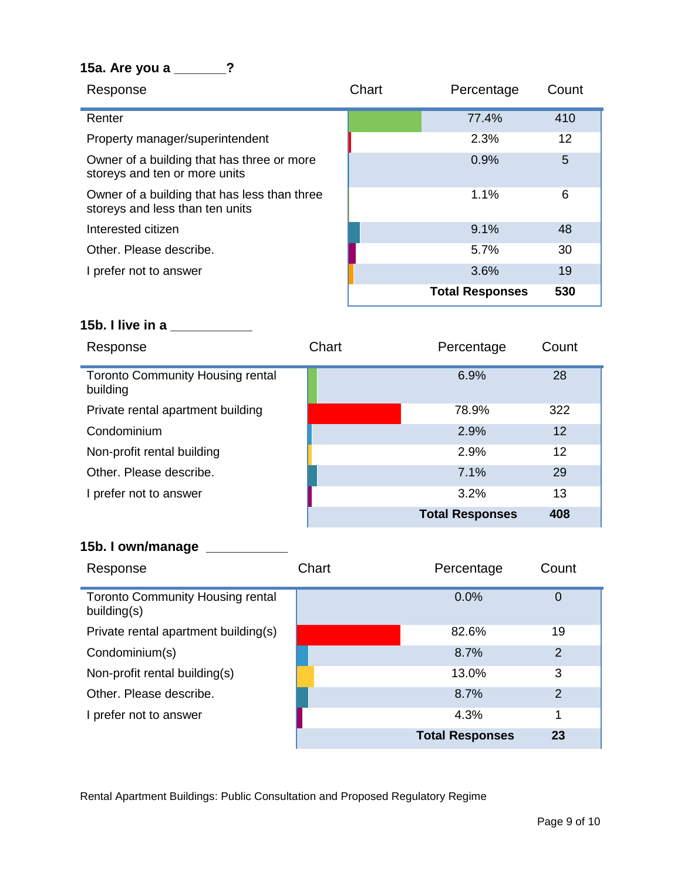### 15a. Are you a _______?

| Response | Chart | Percentage | Count |
|---|---|---|---|
| Renter | | 77.4% | 410 |
| Property manager/superintendent | | 2.3% | 12 |
| Owner of a building that has three or more storeys and ten or more units | | 0.9% | 5 |
| Owner of a building that has less than three storeys and less than ten units | | 1.1% | 6 |
| Interested citizen | | 9.1% | 48 |
| Other. Please describe. | | 5.7% | 30 |
| I prefer not to answer | | 3.6% | 19 |
| | | **Total Responses** | **530** |

### 15b. I live in a ___________

| Response | Chart | Percentage | Count |
|---|---|---|---|
| Toronto Community Housing rental building | | 6.9% | 28 |
| Private rental apartment building | | 78.9% | 322 |
| Condominium | | 2.9% | 12 |
| Non-profit rental building | | 2.9% | 12 |
| Other. Please describe. | | 7.1% | 29 |
| I prefer not to answer | | 3.2% | 13 |
| | | **Total Responses** | **408** |

### 15b. I own/manage ___________

| Response | Chart | Percentage | Count |
|---|---|---|---|
| Toronto Community Housing rental building(s) | | 0.0% | 0 |
| Private rental apartment building(s) | | 82.6% | 19 |
| Condominium(s) | | 8.7% | 2 |
| Non-profit rental building(s) | | 13.0% | 3 |
| Other. Please describe. | | 8.7% | 2 |
| I prefer not to answer | | 4.3% | 1 |
| | | **Total Responses** | **23** |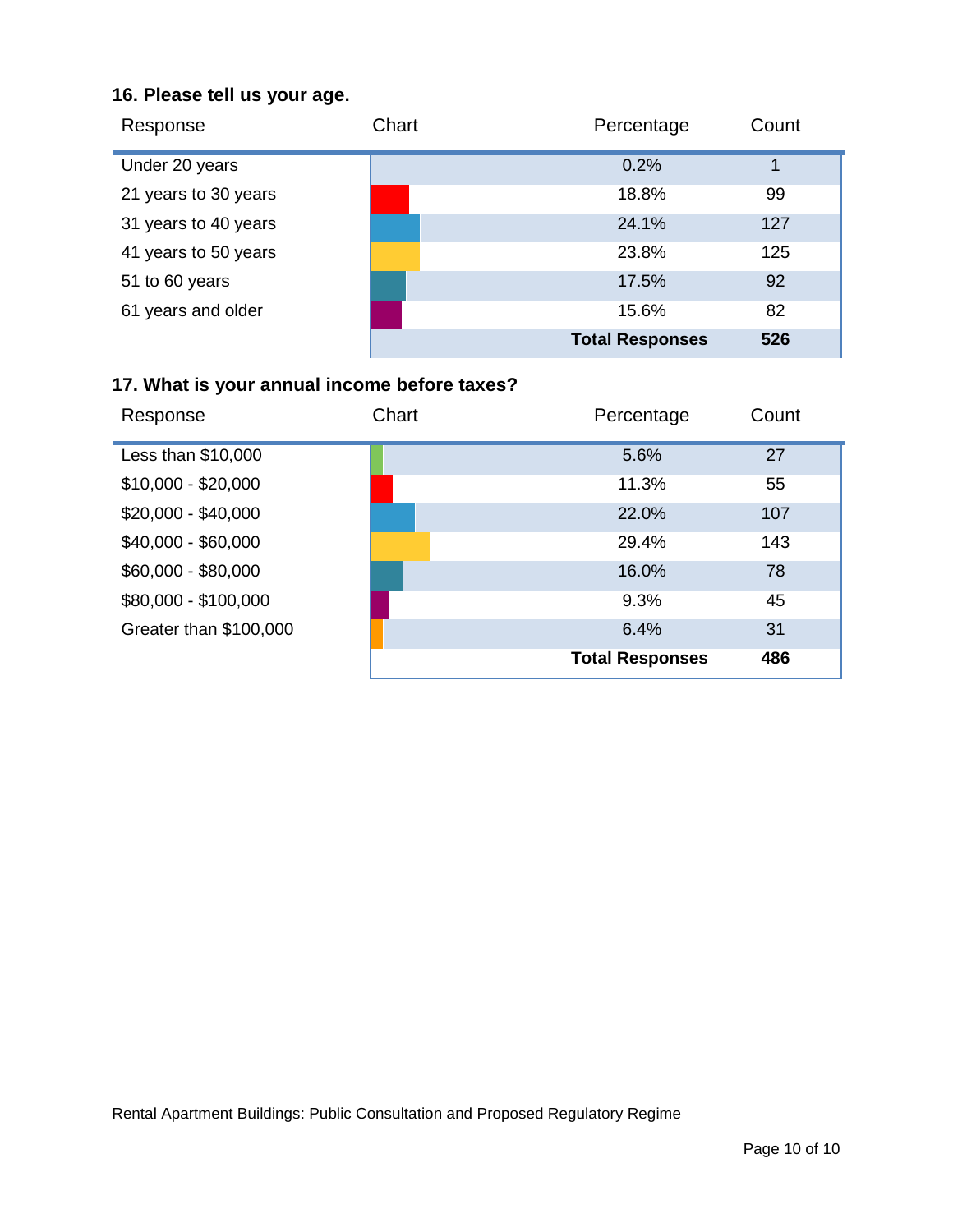### 16. Please tell us your age.

| Response | Chart | Percentage | Count |
|---|---|---|---|
| Under 20 years | | 0.2% | 1 |
| 21 years to 30 years | | 18.8% | 99 |
| 31 years to 40 years | | 24.1% | 127 |
| 41 years to 50 years | | 23.8% | 125 |
| 51 to 60 years | | 17.5% | 92 |
| 61 years and older | | 15.6% | 82 |
| | | **Total Responses** | **526** |

### 17. What is your annual income before taxes?

| Response | Chart | Percentage | Count |
|---|---|---|---|
| Less than $10,000 | | 5.6% | 27 |
| $10,000 - $20,000 | | 11.3% | 55 |
| $20,000 - $40,000 | | 22.0% | 107 |
| $40,000 - $60,000 | | 29.4% | 143 |
| $60,000 - $80,000 | | 16.0% | 78 |
| $80,000 - $100,000 | | 9.3% | 45 |
| Greater than $100,000 | | 6.4% | 31 |
| | | **Total Responses** | **486** |